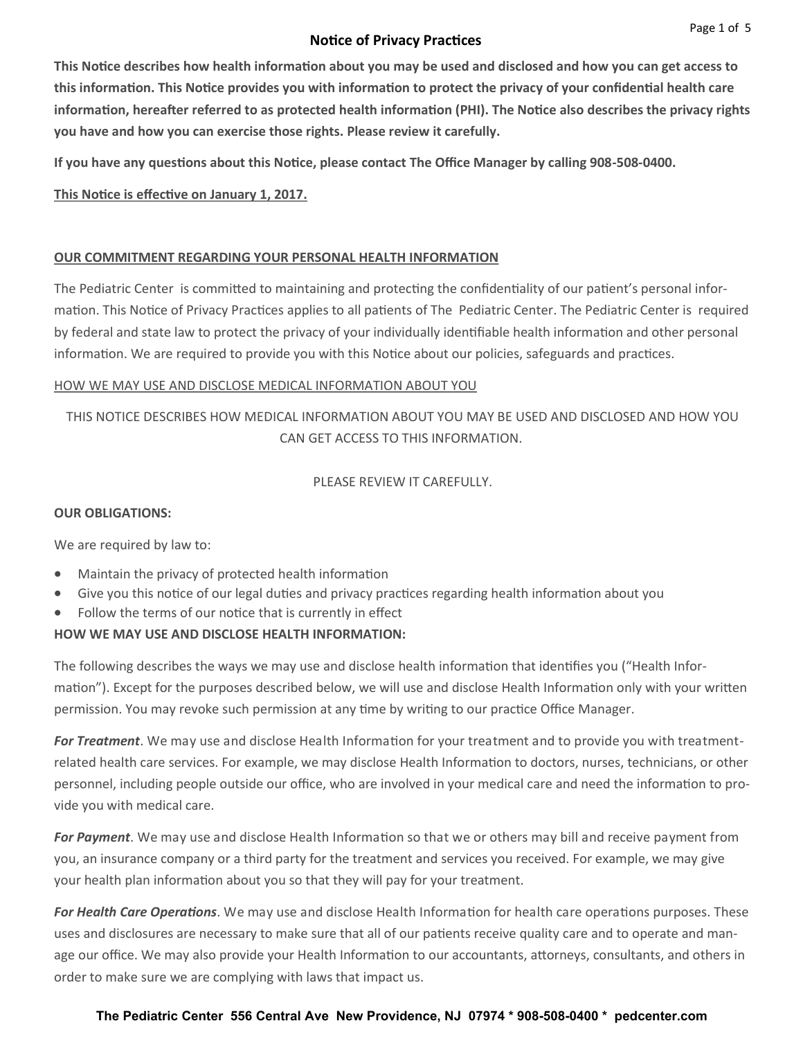# Notice of Privacy Practices

**This Notice describes how health information about you may be used and disclosed and how you can get access to this information. This Notice provides you with information to protect the privacy of your confidential health care information, hereafter referred to as protected health information (PHI). The Notice also describes the privacy rights you have and how you can exercise those rights. Please review it carefully.**

**If you have any questions about this Notice, please contact The Office Manager by calling 908-508-0400.**

**This Notice is effective on January 1, 2017.**

## OUR COMMITMENT REGARDING YOUR PERSONAL HEALTH INFORMATION

The Pediatric Center is committed to maintaining and protecting the confidentiality of our patient's personal information. This Notice of Privacy Practices applies to all patients of The Pediatric Center. The Pediatric Center is required by federal and state law to protect the privacy of your individually identifiable health information and other personal information. We are required to provide you with this Notice about our policies, safeguards and practices.

### HOW WE MAY USE AND DISCLOSE MEDICAL INFORMATION ABOUT YOU

THIS NOTICE DESCRIBES HOW MEDICAL INFORMATION ABOUT YOU MAY BE USED AND DISCLOSED AND HOW YOU CAN GET ACCESS TO THIS INFORMATION.

PLEASE REVIEW IT CAREFULLY.

**OUR OBLIGATIONS:**

We are required by law to:

- Maintain the privacy of protected health information
- Give you this notice of our legal duties and privacy practices regarding health information about you
- Follow the terms of our notice that is currently in effect

**HOW WE MAY USE AND DISCLOSE HEALTH INFORMATION:**

The following describes the ways we may use and disclose health information that identifies you ("Health Information"). Except for the purposes described below, we will use and disclose Health Information only with your written permission. You may revoke such permission at any time by writing to our practice Office Manager.

***For Treatment***. We may use and disclose Health Information for your treatment and to provide you with treatment-related health care services. For example, we may disclose Health Information to doctors, nurses, technicians, or other personnel, including people outside our office, who are involved in your medical care and need the information to provide you with medical care.

***For Payment***. We may use and disclose Health Information so that we or others may bill and receive payment from you, an insurance company or a third party for the treatment and services you received. For example, we may give your health plan information about you so that they will pay for your treatment.

***For Health Care Operations***. We may use and disclose Health Information for health care operations purposes. These uses and disclosures are necessary to make sure that all of our patients receive quality care and to operate and manage our office. We may also provide your Health Information to our accountants, attorneys, consultants, and others in order to make sure we are complying with laws that impact us.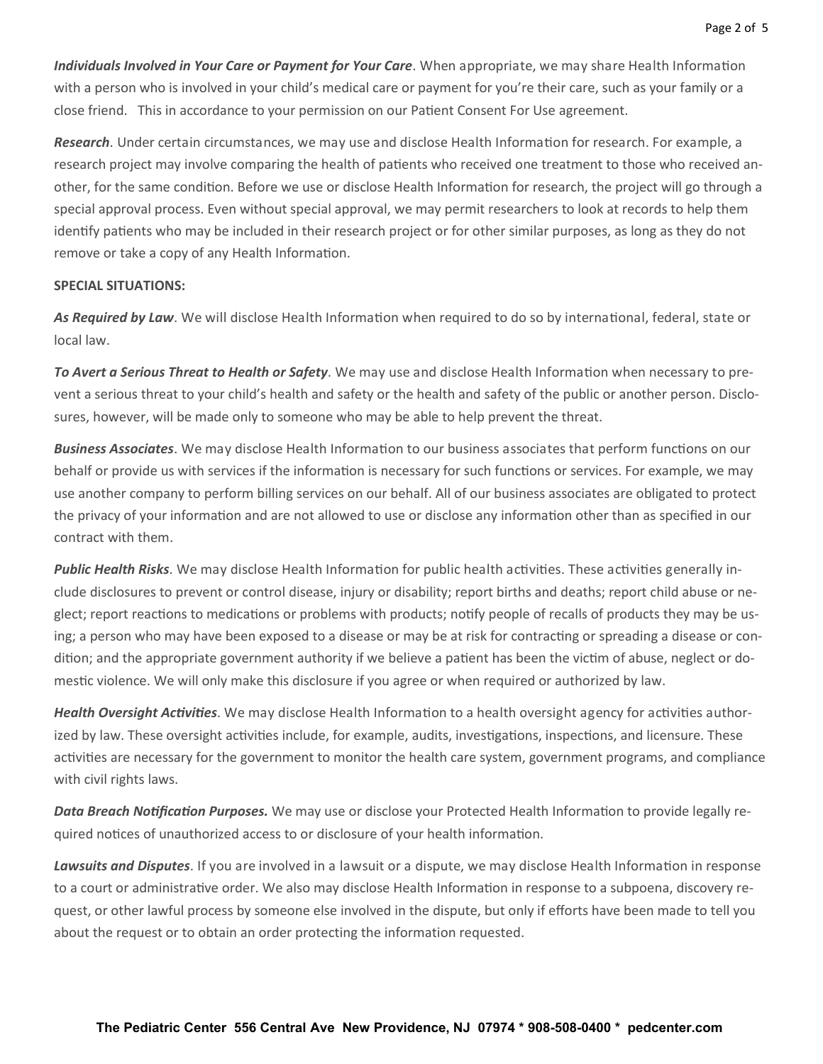***Individuals Involved in Your Care or Payment for Your Care***. When appropriate, we may share Health Information with a person who is involved in your child's medical care or payment for you're their care, such as your family or a close friend.   This in accordance to your permission on our Patient Consent For Use agreement.

***Research***. Under certain circumstances, we may use and disclose Health Information for research. For example, a research project may involve comparing the health of patients who received one treatment to those who received another, for the same condition. Before we use or disclose Health Information for research, the project will go through a special approval process. Even without special approval, we may permit researchers to look at records to help them identify patients who may be included in their research project or for other similar purposes, as long as they do not remove or take a copy of any Health Information.

**SPECIAL SITUATIONS:**

***As Required by Law***. We will disclose Health Information when required to do so by international, federal, state or local law.

***To Avert a Serious Threat to Health or Safety***. We may use and disclose Health Information when necessary to prevent a serious threat to your child's health and safety or the health and safety of the public or another person. Disclosures, however, will be made only to someone who may be able to help prevent the threat.

***Business Associates***. We may disclose Health Information to our business associates that perform functions on our behalf or provide us with services if the information is necessary for such functions or services. For example, we may use another company to perform billing services on our behalf. All of our business associates are obligated to protect the privacy of your information and are not allowed to use or disclose any information other than as specified in our contract with them.

***Public Health Risks***. We may disclose Health Information for public health activities. These activities generally include disclosures to prevent or control disease, injury or disability; report births and deaths; report child abuse or neglect; report reactions to medications or problems with products; notify people of recalls of products they may be using; a person who may have been exposed to a disease or may be at risk for contracting or spreading a disease or condition; and the appropriate government authority if we believe a patient has been the victim of abuse, neglect or domestic violence. We will only make this disclosure if you agree or when required or authorized by law.

***Health Oversight Activities***. We may disclose Health Information to a health oversight agency for activities authorized by law. These oversight activities include, for example, audits, investigations, inspections, and licensure. These activities are necessary for the government to monitor the health care system, government programs, and compliance with civil rights laws.

***Data Breach Notification Purposes.*** We may use or disclose your Protected Health Information to provide legally required notices of unauthorized access to or disclosure of your health information.

***Lawsuits and Disputes***. If you are involved in a lawsuit or a dispute, we may disclose Health Information in response to a court or administrative order. We also may disclose Health Information in response to a subpoena, discovery request, or other lawful process by someone else involved in the dispute, but only if efforts have been made to tell you about the request or to obtain an order protecting the information requested.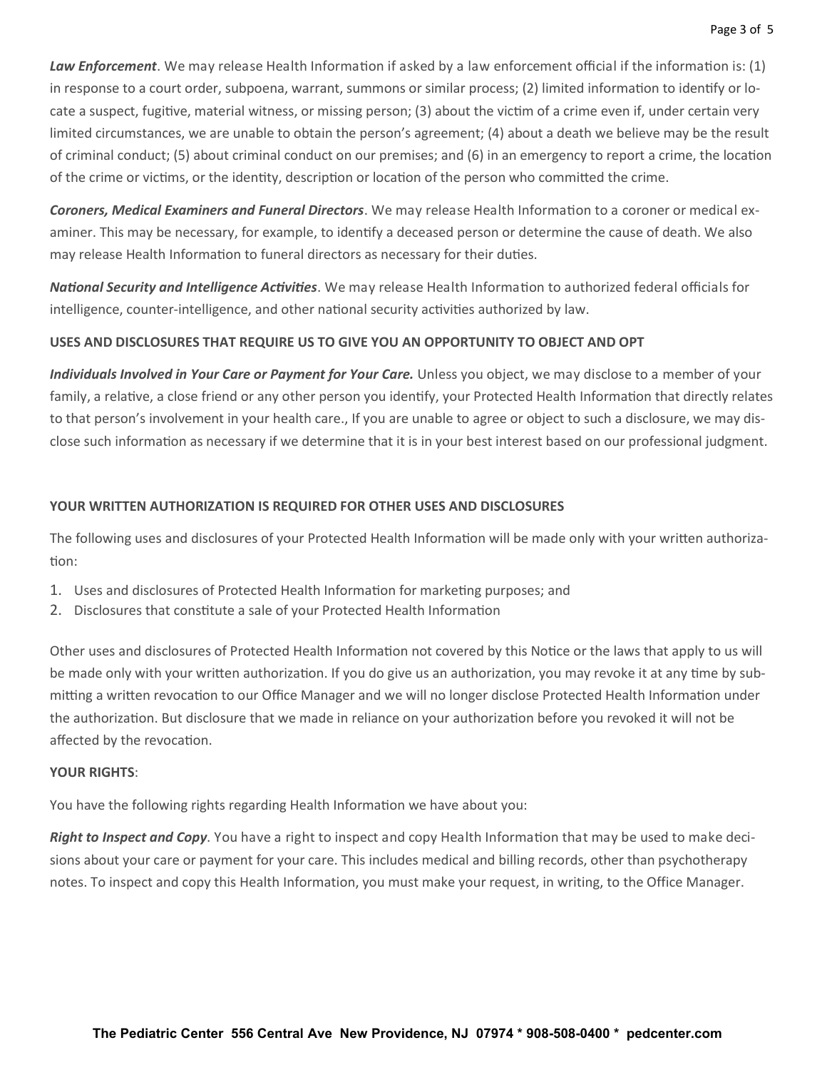***Law Enforcement***. We may release Health Information if asked by a law enforcement official if the information is: (1) in response to a court order, subpoena, warrant, summons or similar process; (2) limited information to identify or locate a suspect, fugitive, material witness, or missing person; (3) about the victim of a crime even if, under certain very limited circumstances, we are unable to obtain the person's agreement; (4) about a death we believe may be the result of criminal conduct; (5) about criminal conduct on our premises; and (6) in an emergency to report a crime, the location of the crime or victims, or the identity, description or location of the person who committed the crime.

***Coroners, Medical Examiners and Funeral Directors***. We may release Health Information to a coroner or medical examiner. This may be necessary, for example, to identify a deceased person or determine the cause of death. We also may release Health Information to funeral directors as necessary for their duties.

***National Security and Intelligence Activities***. We may release Health Information to authorized federal officials for intelligence, counter-intelligence, and other national security activities authorized by law.

**USES AND DISCLOSURES THAT REQUIRE US TO GIVE YOU AN OPPORTUNITY TO OBJECT AND OPT**

***Individuals Involved in Your Care or Payment for Your Care.*** Unless you object, we may disclose to a member of your family, a relative, a close friend or any other person you identify, your Protected Health Information that directly relates to that person's involvement in your health care., If you are unable to agree or object to such a disclosure, we may disclose such information as necessary if we determine that it is in your best interest based on our professional judgment.

**YOUR WRITTEN AUTHORIZATION IS REQUIRED FOR OTHER USES AND DISCLOSURES**

The following uses and disclosures of your Protected Health Information will be made only with your written authorization:

1. Uses and disclosures of Protected Health Information for marketing purposes; and
2. Disclosures that constitute a sale of your Protected Health Information

Other uses and disclosures of Protected Health Information not covered by this Notice or the laws that apply to us will be made only with your written authorization. If you do give us an authorization, you may revoke it at any time by submitting a written revocation to our Office Manager and we will no longer disclose Protected Health Information under the authorization. But disclosure that we made in reliance on your authorization before you revoked it will not be affected by the revocation.

**YOUR RIGHTS**:

You have the following rights regarding Health Information we have about you:

***Right to Inspect and Copy***. You have a right to inspect and copy Health Information that may be used to make decisions about your care or payment for your care. This includes medical and billing records, other than psychotherapy notes. To inspect and copy this Health Information, you must make your request, in writing, to the Office Manager.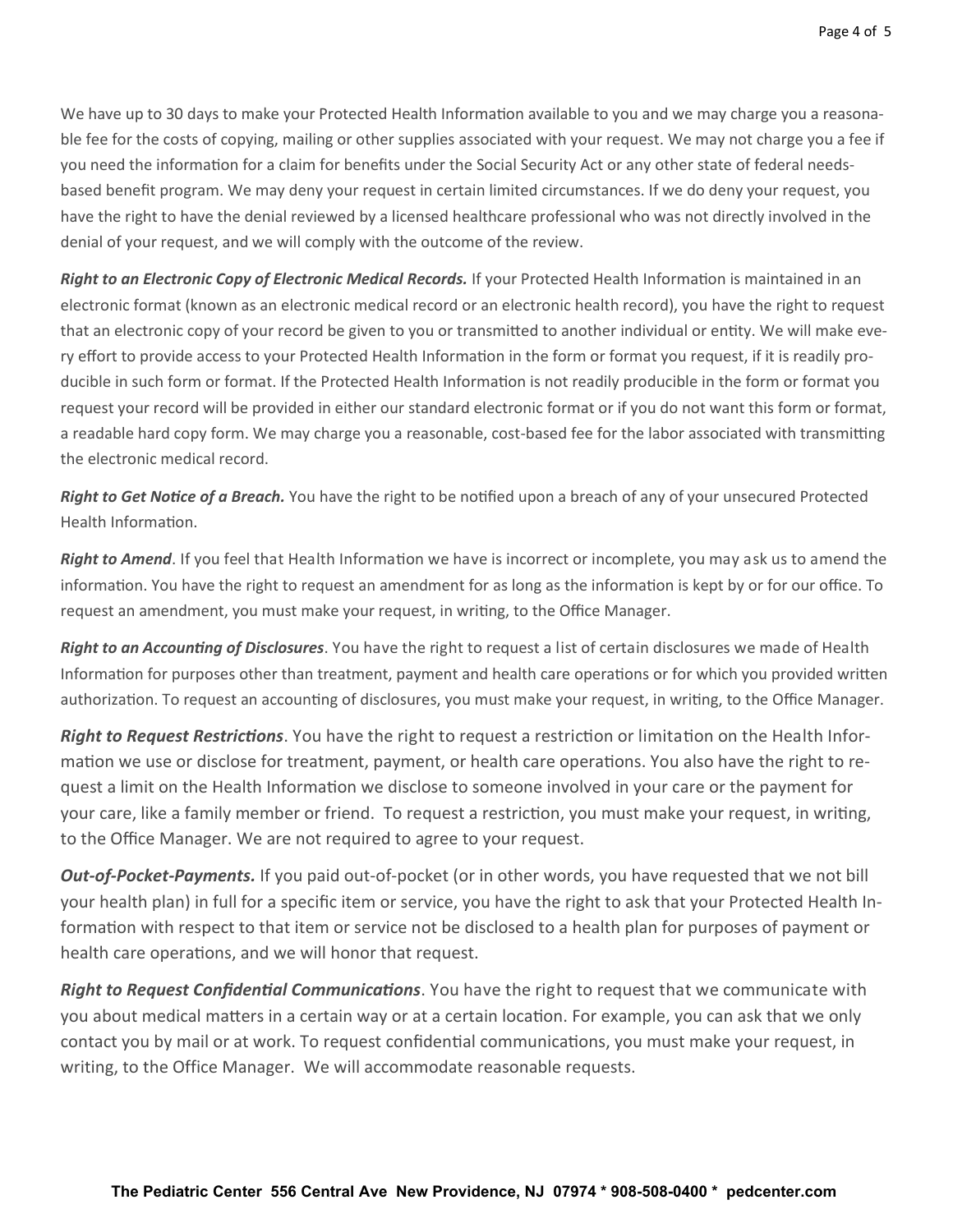We have up to 30 days to make your Protected Health Information available to you and we may charge you a reasonable fee for the costs of copying, mailing or other supplies associated with your request. We may not charge you a fee if you need the information for a claim for benefits under the Social Security Act or any other state of federal needs-based benefit program. We may deny your request in certain limited circumstances. If we do deny your request, you have the right to have the denial reviewed by a licensed healthcare professional who was not directly involved in the denial of your request, and we will comply with the outcome of the review.

***Right to an Electronic Copy of Electronic Medical Records.*** If your Protected Health Information is maintained in an electronic format (known as an electronic medical record or an electronic health record), you have the right to request that an electronic copy of your record be given to you or transmitted to another individual or entity. We will make every effort to provide access to your Protected Health Information in the form or format you request, if it is readily producible in such form or format. If the Protected Health Information is not readily producible in the form or format you request your record will be provided in either our standard electronic format or if you do not want this form or format, a readable hard copy form. We may charge you a reasonable, cost-based fee for the labor associated with transmitting the electronic medical record.

***Right to Get Notice of a Breach.*** You have the right to be notified upon a breach of any of your unsecured Protected Health Information.

***Right to Amend***. If you feel that Health Information we have is incorrect or incomplete, you may ask us to amend the information. You have the right to request an amendment for as long as the information is kept by or for our office. To request an amendment, you must make your request, in writing, to the Office Manager.

***Right to an Accounting of Disclosures***. You have the right to request a list of certain disclosures we made of Health Information for purposes other than treatment, payment and health care operations or for which you provided written authorization. To request an accounting of disclosures, you must make your request, in writing, to the Office Manager.

***Right to Request Restrictions***. You have the right to request a restriction or limitation on the Health Information we use or disclose for treatment, payment, or health care operations. You also have the right to request a limit on the Health Information we disclose to someone involved in your care or the payment for your care, like a family member or friend. To request a restriction, you must make your request, in writing, to the Office Manager. We are not required to agree to your request.

***Out-of-Pocket-Payments.*** If you paid out-of-pocket (or in other words, you have requested that we not bill your health plan) in full for a specific item or service, you have the right to ask that your Protected Health Information with respect to that item or service not be disclosed to a health plan for purposes of payment or health care operations, and we will honor that request.

***Right to Request Confidential Communications***. You have the right to request that we communicate with you about medical matters in a certain way or at a certain location. For example, you can ask that we only contact you by mail or at work. To request confidential communications, you must make your request, in writing, to the Office Manager. We will accommodate reasonable requests.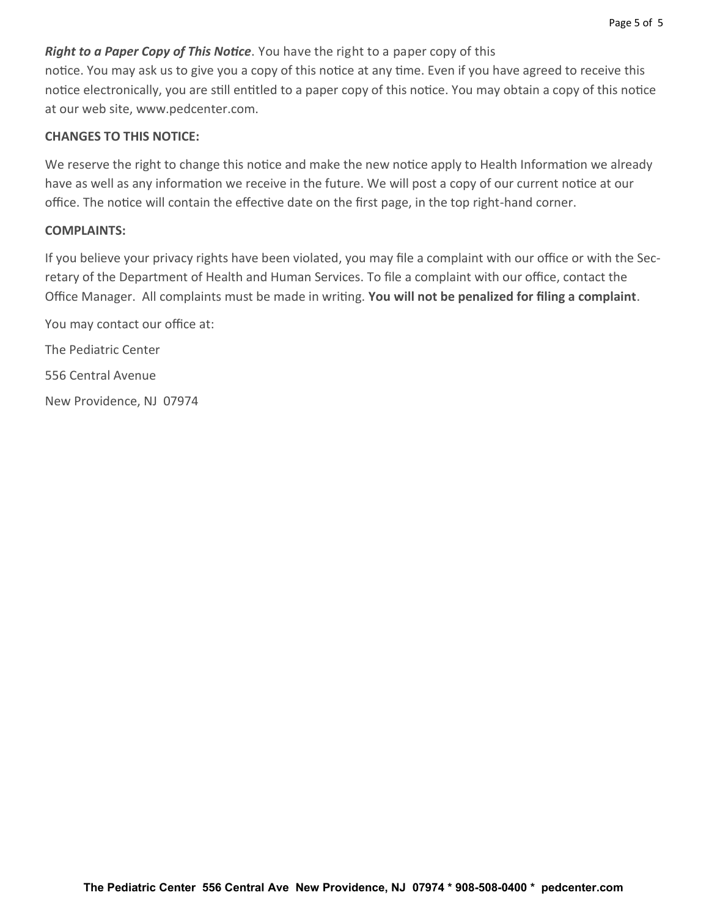***Right to a Paper Copy of This Notice***. You have the right to a paper copy of this notice. You may ask us to give you a copy of this notice at any time. Even if you have agreed to receive this notice electronically, you are still entitled to a paper copy of this notice. You may obtain a copy of this notice at our web site, www.pedcenter.com.

**CHANGES TO THIS NOTICE:**

We reserve the right to change this notice and make the new notice apply to Health Information we already have as well as any information we receive in the future. We will post a copy of our current notice at our office. The notice will contain the effective date on the first page, in the top right-hand corner.

**COMPLAINTS:**

If you believe your privacy rights have been violated, you may file a complaint with our office or with the Secretary of the Department of Health and Human Services. To file a complaint with our office, contact the Office Manager. All complaints must be made in writing. **You will not be penalized for filing a complaint**.

You may contact our office at:

The Pediatric Center

556 Central Avenue

New Providence, NJ 07974